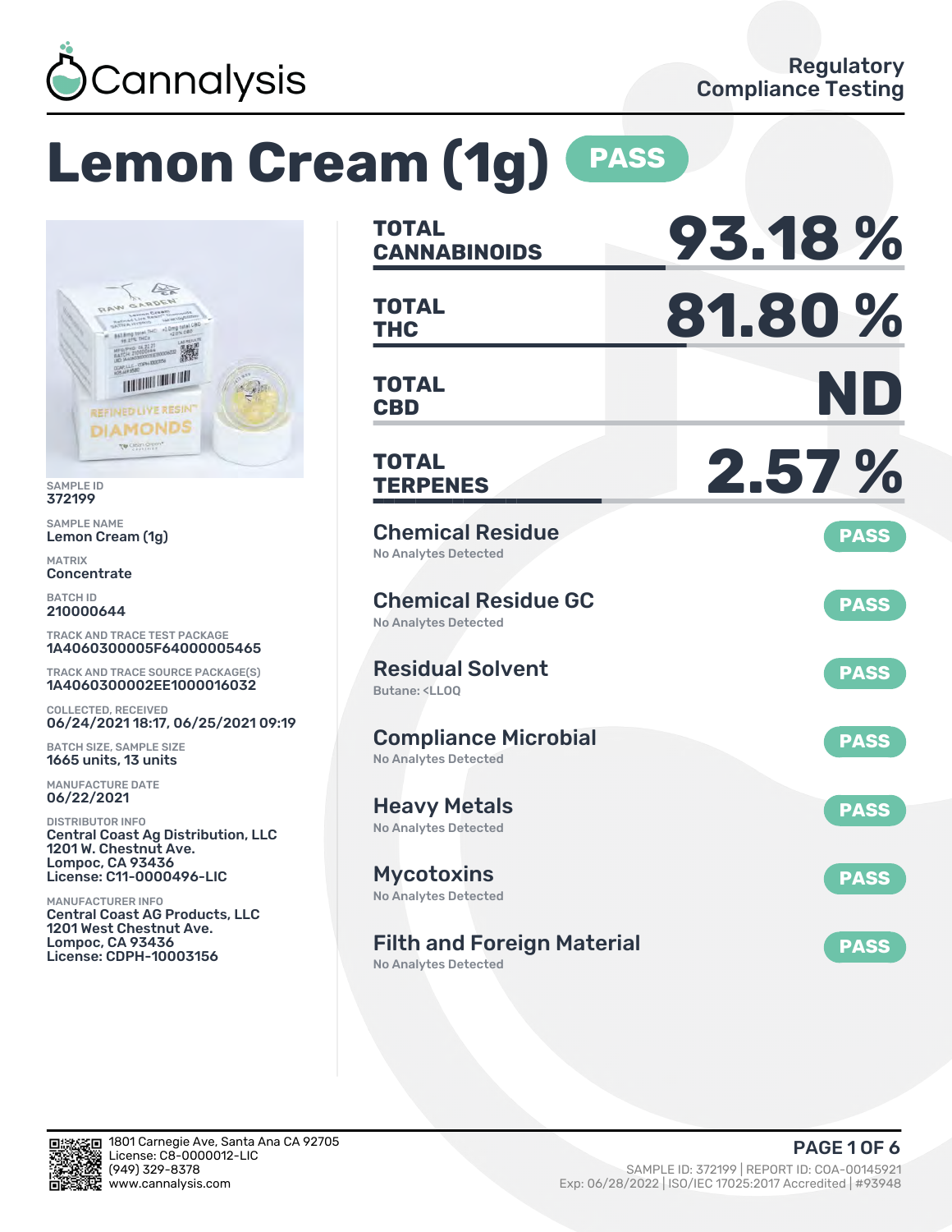Cannalysis

Regulatory Compliance Testing

# Lemon Cream (1g) PASS

SAMPLE ID
372199

SAMPLE NAME
Lemon Cream (1g)

MATRIX
Concentrate

BATCH ID
210000644

TRACK AND TRACE TEST PACKAGE
1A4060300005F64000005465

TRACK AND TRACE SOURCE PACKAGE(S)
1A4060300002EE1000016032

COLLECTED, RECEIVED
06/24/2021 18:17, 06/25/2021 09:19

BATCH SIZE, SAMPLE SIZE
1665 units, 13 units

MANUFACTURE DATE
06/22/2021

DISTRIBUTOR INFO
Central Coast Ag Distribution, LLC
1201 W. Chestnut Ave.
Lompoc, CA 93436
License: C11-0000496-LIC

MANUFACTURER INFO
Central Coast AG Products, LLC
1201 West Chestnut Ave.
Lompoc, CA 93436
License: CDPH-10003156

| | |
|---|---|
| **TOTAL CANNABINOIDS** | **93.18 %** |
| **TOTAL THC** | **81.80 %** |
| **TOTAL CBD** | **ND** |
| **TOTAL TERPENES** | **2.57 %** |

| Test | Result | Status |
|---|---|---|
| Chemical Residue | No Analytes Detected | PASS |
| Chemical Residue GC | No Analytes Detected | PASS |
| Residual Solvent | Butane: <LLOQ | PASS |
| Compliance Microbial | No Analytes Detected | PASS |
| Heavy Metals | No Analytes Detected | PASS |
| Mycotoxins | No Analytes Detected | PASS |
| Filth and Foreign Material | No Analytes Detected | PASS |

1801 Carnegie Ave, Santa Ana CA 92705
License: C8-0000012-LIC
(949) 329-8378
www.cannalysis.com

SAMPLE ID: 372199 | REPORT ID: COA-00145921
Exp: 06/28/2022 | ISO/IEC 17025:2017 Accredited | #93948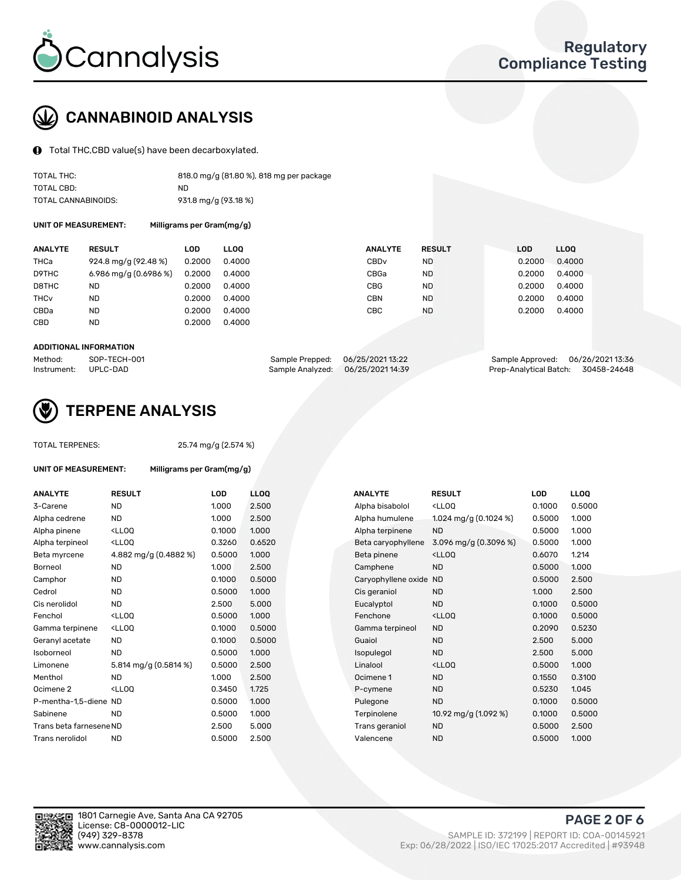# CANNABINOID ANALYSIS

Total THC,CBD value(s) have been decarboxylated.

| | |
|---|---|
| TOTAL THC: | 818.0 mg/g (81.80 %), 818 mg per package |
| TOTAL CBD: | ND |
| TOTAL CANNABINOIDS: | 931.8 mg/g (93.18 %) |

**UNIT OF MEASUREMENT:** **Milligrams per Gram(mg/g)**

| ANALYTE | RESULT | LOD | LLOQ | ANALYTE | RESULT | LOD | LLOQ |
|---|---|---|---|---|---|---|---|
| THCa | 924.8 mg/g (92.48 %) | 0.2000 | 0.4000 | CBDv | ND | 0.2000 | 0.4000 |
| D9THC | 6.986 mg/g (0.6986 %) | 0.2000 | 0.4000 | CBGa | ND | 0.2000 | 0.4000 |
| D8THC | ND | 0.2000 | 0.4000 | CBG | ND | 0.2000 | 0.4000 |
| THCv | ND | 0.2000 | 0.4000 | CBN | ND | 0.2000 | 0.4000 |
| CBDa | ND | 0.2000 | 0.4000 | CBC | ND | 0.2000 | 0.4000 |
| CBD | ND | 0.2000 | 0.4000 | | | | |

**ADDITIONAL INFORMATION**

| | | | | | |
|---|---|---|---|---|---|
| Method: | SOP-TECH-001 | Sample Prepped: | 06/25/2021 13:22 | Sample Approved: | 06/26/2021 13:36 |
| Instrument: | UPLC-DAD | Sample Analyzed: | 06/25/2021 14:39 | Prep-Analytical Batch: | 30458-24648 |

# TERPENE ANALYSIS

TOTAL TERPENES: 25.74 mg/g (2.574 %)

**UNIT OF MEASUREMENT:** **Milligrams per Gram(mg/g)**

| ANALYTE | RESULT | LOD | LLOQ | ANALYTE | RESULT | LOD | LLOQ |
|---|---|---|---|---|---|---|---|
| 3-Carene | ND | 1.000 | 2.500 | Alpha bisabolol | <LLOQ | 0.1000 | 0.5000 |
| Alpha cedrene | ND | 1.000 | 2.500 | Alpha humulene | 1.024 mg/g (0.1024 %) | 0.5000 | 1.000 |
| Alpha pinene | <LLOQ | 0.1000 | 1.000 | Alpha terpinene | ND | 0.5000 | 1.000 |
| Alpha terpineol | <LLOQ | 0.3260 | 0.6520 | Beta caryophyllene | 3.096 mg/g (0.3096 %) | 0.5000 | 1.000 |
| Beta myrcene | 4.882 mg/g (0.4882 %) | 0.5000 | 1.000 | Beta pinene | <LLOQ | 0.6070 | 1.214 |
| Borneol | ND | 1.000 | 2.500 | Camphene | ND | 0.5000 | 1.000 |
| Camphor | ND | 0.1000 | 0.5000 | Caryophyllene oxide | ND | 0.5000 | 2.500 |
| Cedrol | ND | 0.5000 | 1.000 | Cis geraniol | ND | 1.000 | 2.500 |
| Cis nerolidol | ND | 2.500 | 5.000 | Eucalyptol | ND | 0.1000 | 0.5000 |
| Fenchol | <LLOQ | 0.5000 | 1.000 | Fenchone | <LLOQ | 0.1000 | 0.5000 |
| Gamma terpinene | <LLOQ | 0.1000 | 0.5000 | Gamma terpineol | ND | 0.2090 | 0.5230 |
| Geranyl acetate | ND | 0.1000 | 0.5000 | Guaiol | ND | 2.500 | 5.000 |
| Isoborneol | ND | 0.5000 | 1.000 | Isopulegol | ND | 2.500 | 5.000 |
| Limonene | 5.814 mg/g (0.5814 %) | 0.5000 | 2.500 | Linalool | <LLOQ | 0.5000 | 1.000 |
| Menthol | ND | 1.000 | 2.500 | Ocimene 1 | ND | 0.1550 | 0.3100 |
| Ocimene 2 | <LLOQ | 0.3450 | 1.725 | P-cymene | ND | 0.5230 | 1.045 |
| P-mentha-1,5-diene | ND | 0.5000 | 1.000 | Pulegone | ND | 0.1000 | 0.5000 |
| Sabinene | ND | 0.5000 | 1.000 | Terpinolene | 10.92 mg/g (1.092 %) | 0.1000 | 0.5000 |
| Trans beta farnesene | ND | 2.500 | 5.000 | Trans geraniol | ND | 0.5000 | 2.500 |
| Trans nerolidol | ND | 0.5000 | 2.500 | Valencene | ND | 0.5000 | 1.000 |

1801 Carnegie Ave, Santa Ana CA 92705
License: C8-0000012-LIC
(949) 329-8378
www.cannalysis.com

SAMPLE ID: 372199 | REPORT ID: COA-00145921
Exp: 06/28/2022 | ISO/IEC 17025:2017 Accredited | #93948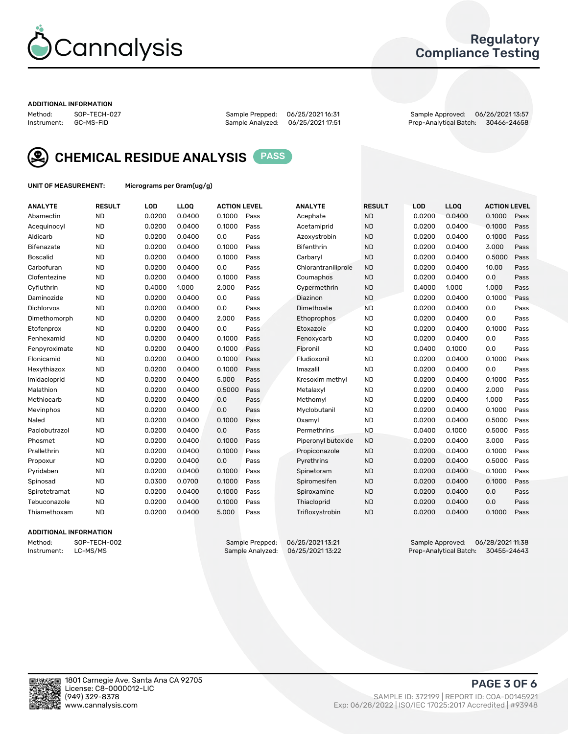# Cannalysis

## Regulatory Compliance Testing

**ADDITIONAL INFORMATION**

Method: SOP-TECH-027
Instrument: GC-MS-FID

Sample Prepped: 06/25/2021 16:31
Sample Analyzed: 06/25/2021 17:51

Sample Approved: 06/26/2021 13:57
Prep-Analytical Batch: 30466-24658

## CHEMICAL RESIDUE ANALYSIS PASS

**UNIT OF MEASUREMENT:** Micrograms per Gram(ug/g)

| ANALYTE | RESULT | LOD | LLOQ | ACTION LEVEL | | ANALYTE | RESULT | LOD | LLOQ | ACTION LEVEL | |
|---|---|---|---|---|---|---|---|---|---|---|---|
| Abamectin | ND | 0.0200 | 0.0400 | 0.1000 | Pass | Acephate | ND | 0.0200 | 0.0400 | 0.1000 | Pass |
| Acequinocyl | ND | 0.0200 | 0.0400 | 0.1000 | Pass | Acetamiprid | ND | 0.0200 | 0.0400 | 0.1000 | Pass |
| Aldicarb | ND | 0.0200 | 0.0400 | 0.0 | Pass | Azoxystrobin | ND | 0.0200 | 0.0400 | 0.1000 | Pass |
| Bifenazate | ND | 0.0200 | 0.0400 | 0.1000 | Pass | Bifenthrin | ND | 0.0200 | 0.0400 | 3.000 | Pass |
| Boscalid | ND | 0.0200 | 0.0400 | 0.1000 | Pass | Carbaryl | ND | 0.0200 | 0.0400 | 0.5000 | Pass |
| Carbofuran | ND | 0.0200 | 0.0400 | 0.0 | Pass | Chlorantraniliprole | ND | 0.0200 | 0.0400 | 10.00 | Pass |
| Clofentezine | ND | 0.0200 | 0.0400 | 0.1000 | Pass | Coumaphos | ND | 0.0200 | 0.0400 | 0.0 | Pass |
| Cyfluthrin | ND | 0.4000 | 1.000 | 2.000 | Pass | Cypermethrin | ND | 0.4000 | 1.000 | 1.000 | Pass |
| Daminozide | ND | 0.0200 | 0.0400 | 0.0 | Pass | Diazinon | ND | 0.0200 | 0.0400 | 0.1000 | Pass |
| Dichlorvos | ND | 0.0200 | 0.0400 | 0.0 | Pass | Dimethoate | ND | 0.0200 | 0.0400 | 0.0 | Pass |
| Dimethomorph | ND | 0.0200 | 0.0400 | 2.000 | Pass | Ethoprophos | ND | 0.0200 | 0.0400 | 0.0 | Pass |
| Etofenprox | ND | 0.0200 | 0.0400 | 0.0 | Pass | Etoxazole | ND | 0.0200 | 0.0400 | 0.1000 | Pass |
| Fenhexamid | ND | 0.0200 | 0.0400 | 0.1000 | Pass | Fenoxycarb | ND | 0.0200 | 0.0400 | 0.0 | Pass |
| Fenpyroximate | ND | 0.0200 | 0.0400 | 0.1000 | Pass | Fipronil | ND | 0.0400 | 0.1000 | 0.0 | Pass |
| Flonicamid | ND | 0.0200 | 0.0400 | 0.1000 | Pass | Fludioxonil | ND | 0.0200 | 0.0400 | 0.1000 | Pass |
| Hexythiazox | ND | 0.0200 | 0.0400 | 0.1000 | Pass | Imazalil | ND | 0.0200 | 0.0400 | 0.0 | Pass |
| Imidacloprid | ND | 0.0200 | 0.0400 | 5.000 | Pass | Kresoxim methyl | ND | 0.0200 | 0.0400 | 0.1000 | Pass |
| Malathion | ND | 0.0200 | 0.0400 | 0.5000 | Pass | Metalaxyl | ND | 0.0200 | 0.0400 | 2.000 | Pass |
| Methiocarb | ND | 0.0200 | 0.0400 | 0.0 | Pass | Methomyl | ND | 0.0200 | 0.0400 | 1.000 | Pass |
| Mevinphos | ND | 0.0200 | 0.0400 | 0.0 | Pass | Myclobutanil | ND | 0.0200 | 0.0400 | 0.1000 | Pass |
| Naled | ND | 0.0200 | 0.0400 | 0.1000 | Pass | Oxamyl | ND | 0.0200 | 0.0400 | 0.5000 | Pass |
| Paclobutrazol | ND | 0.0200 | 0.0400 | 0.0 | Pass | Permethrins | ND | 0.0400 | 0.1000 | 0.5000 | Pass |
| Phosmet | ND | 0.0200 | 0.0400 | 0.1000 | Pass | Piperonyl butoxide | ND | 0.0200 | 0.0400 | 3.000 | Pass |
| Prallethrin | ND | 0.0200 | 0.0400 | 0.1000 | Pass | Propiconazole | ND | 0.0200 | 0.0400 | 0.1000 | Pass |
| Propoxur | ND | 0.0200 | 0.0400 | 0.0 | Pass | Pyrethrins | ND | 0.0200 | 0.0400 | 0.5000 | Pass |
| Pyridaben | ND | 0.0200 | 0.0400 | 0.1000 | Pass | Spinetoram | ND | 0.0200 | 0.0400 | 0.1000 | Pass |
| Spinosad | ND | 0.0300 | 0.0700 | 0.1000 | Pass | Spiromesifen | ND | 0.0200 | 0.0400 | 0.1000 | Pass |
| Spirotetramat | ND | 0.0200 | 0.0400 | 0.1000 | Pass | Spiroxamine | ND | 0.0200 | 0.0400 | 0.0 | Pass |
| Tebuconazole | ND | 0.0200 | 0.0400 | 0.1000 | Pass | Thiacloprid | ND | 0.0200 | 0.0400 | 0.0 | Pass |
| Thiamethoxam | ND | 0.0200 | 0.0400 | 5.000 | Pass | Trifloxystrobin | ND | 0.0200 | 0.0400 | 0.1000 | Pass |

**ADDITIONAL INFORMATION**

Method: SOP-TECH-002
Instrument: LC-MS/MS

Sample Prepped: 06/25/2021 13:21
Sample Analyzed: 06/25/2021 13:22

Sample Approved: 06/28/2021 11:38
Prep-Analytical Batch: 30455-24643

1801 Carnegie Ave, Santa Ana CA 92705
License: C8-0000012-LIC
(949) 329-8378
www.cannalysis.com

SAMPLE ID: 372199 | REPORT ID: COA-00145921
Exp: 06/28/2022 | ISO/IEC 17025:2017 Accredited | #93948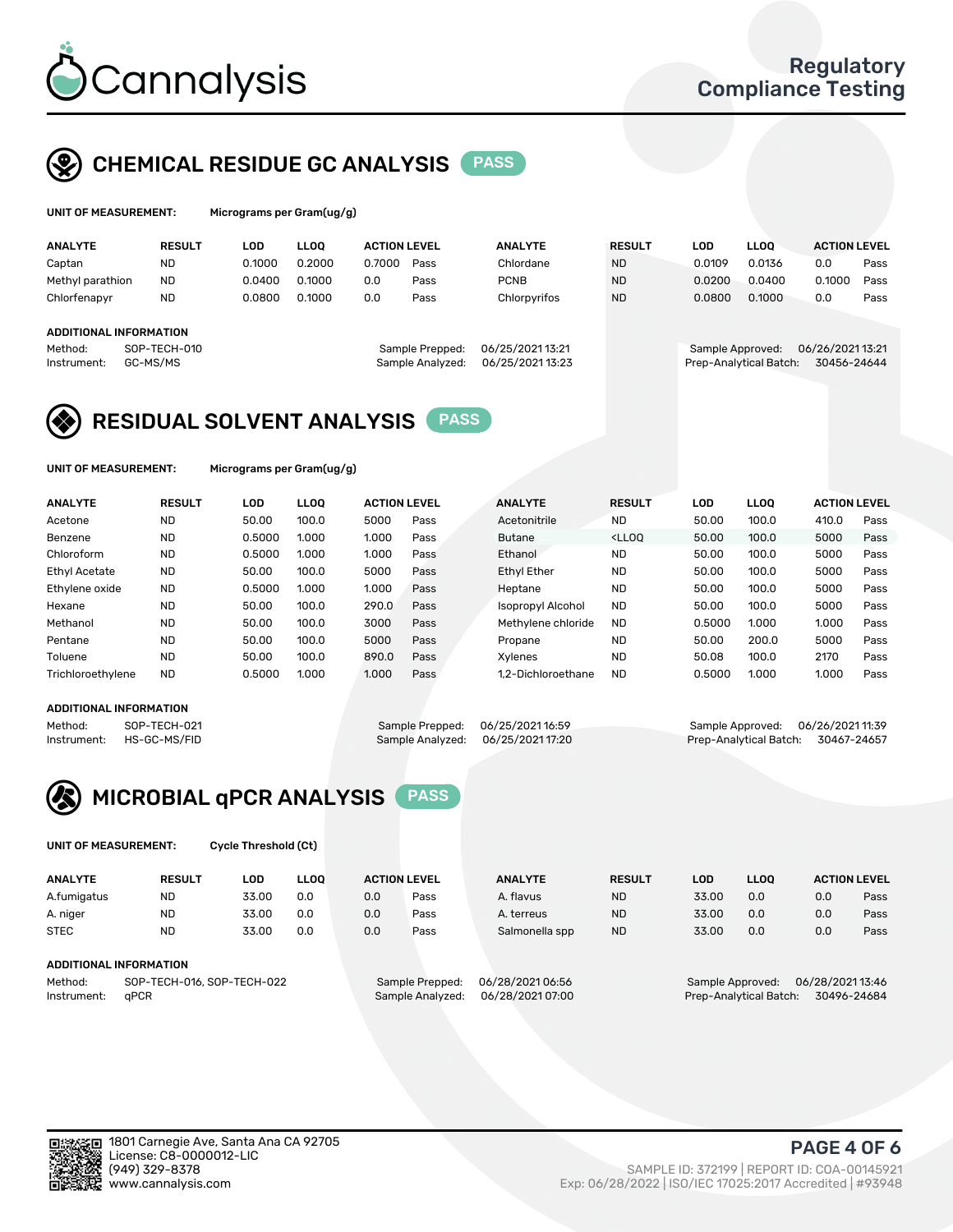# Cannalysis

Regulatory Compliance Testing

## CHEMICAL RESIDUE GC ANALYSIS PASS

**UNIT OF MEASUREMENT:** Micrograms per Gram(ug/g)

| ANALYTE | RESULT | LOD | LLOQ | ACTION LEVEL | | ANALYTE | RESULT | LOD | LLOQ | ACTION LEVEL | |
|---|---|---|---|---|---|---|---|---|---|---|---|
| Captan | ND | 0.1000 | 0.2000 | 0.7000 | Pass | Chlordane | ND | 0.0109 | 0.0136 | 0.0 | Pass |
| Methyl parathion | ND | 0.0400 | 0.1000 | 0.0 | Pass | PCNB | ND | 0.0200 | 0.0400 | 0.1000 | Pass |
| Chlorfenapyr | ND | 0.0800 | 0.1000 | 0.0 | Pass | Chlorpyrifos | ND | 0.0800 | 0.1000 | 0.0 | Pass |

**ADDITIONAL INFORMATION**

Method: SOP-TECH-010
Instrument: GC-MS/MS

Sample Prepped: 06/25/2021 13:21
Sample Analyzed: 06/25/2021 13:23

Sample Approved: 06/26/2021 13:21
Prep-Analytical Batch: 30456-24644

## RESIDUAL SOLVENT ANALYSIS PASS

**UNIT OF MEASUREMENT:** Micrograms per Gram(ug/g)

| ANALYTE | RESULT | LOD | LLOQ | ACTION LEVEL | | ANALYTE | RESULT | LOD | LLOQ | ACTION LEVEL | |
|---|---|---|---|---|---|---|---|---|---|---|---|
| Acetone | ND | 50.00 | 100.0 | 5000 | Pass | Acetonitrile | ND | 50.00 | 100.0 | 410.0 | Pass |
| Benzene | ND | 0.5000 | 1.000 | 1.000 | Pass | Butane | <LLOQ | 50.00 | 100.0 | 5000 | Pass |
| Chloroform | ND | 0.5000 | 1.000 | 1.000 | Pass | Ethanol | ND | 50.00 | 100.0 | 5000 | Pass |
| Ethyl Acetate | ND | 50.00 | 100.0 | 5000 | Pass | Ethyl Ether | ND | 50.00 | 100.0 | 5000 | Pass |
| Ethylene oxide | ND | 0.5000 | 1.000 | 1.000 | Pass | Heptane | ND | 50.00 | 100.0 | 5000 | Pass |
| Hexane | ND | 50.00 | 100.0 | 290.0 | Pass | Isopropyl Alcohol | ND | 50.00 | 100.0 | 5000 | Pass |
| Methanol | ND | 50.00 | 100.0 | 3000 | Pass | Methylene chloride | ND | 0.5000 | 1.000 | 1.000 | Pass |
| Pentane | ND | 50.00 | 100.0 | 5000 | Pass | Propane | ND | 50.00 | 200.0 | 5000 | Pass |
| Toluene | ND | 50.00 | 100.0 | 890.0 | Pass | Xylenes | ND | 50.08 | 100.0 | 2170 | Pass |
| Trichloroethylene | ND | 0.5000 | 1.000 | 1.000 | Pass | 1,2-Dichloroethane | ND | 0.5000 | 1.000 | 1.000 | Pass |

**ADDITIONAL INFORMATION**

Method: SOP-TECH-021
Instrument: HS-GC-MS/FID

Sample Prepped: 06/25/2021 16:59
Sample Analyzed: 06/25/2021 17:20

Sample Approved: 06/26/2021 11:39
Prep-Analytical Batch: 30467-24657

## MICROBIAL qPCR ANALYSIS PASS

**UNIT OF MEASUREMENT:** Cycle Threshold (Ct)

| ANALYTE | RESULT | LOD | LLOQ | ACTION LEVEL | | ANALYTE | RESULT | LOD | LLOQ | ACTION LEVEL | |
|---|---|---|---|---|---|---|---|---|---|---|---|
| A.fumigatus | ND | 33.00 | 0.0 | 0.0 | Pass | A. flavus | ND | 33.00 | 0.0 | 0.0 | Pass |
| A. niger | ND | 33.00 | 0.0 | 0.0 | Pass | A. terreus | ND | 33.00 | 0.0 | 0.0 | Pass |
| STEC | ND | 33.00 | 0.0 | 0.0 | Pass | Salmonella spp | ND | 33.00 | 0.0 | 0.0 | Pass |

**ADDITIONAL INFORMATION**

Method: SOP-TECH-016, SOP-TECH-022
Instrument: qPCR

Sample Prepped: 06/28/2021 06:56
Sample Analyzed: 06/28/2021 07:00

Sample Approved: 06/28/2021 13:46
Prep-Analytical Batch: 30496-24684

1801 Carnegie Ave, Santa Ana CA 92705
License: C8-0000012-LIC
(949) 329-8378
www.cannalysis.com

SAMPLE ID: 372199 | REPORT ID: COA-00145921
Exp: 06/28/2022 | ISO/IEC 17025:2017 Accredited | #93948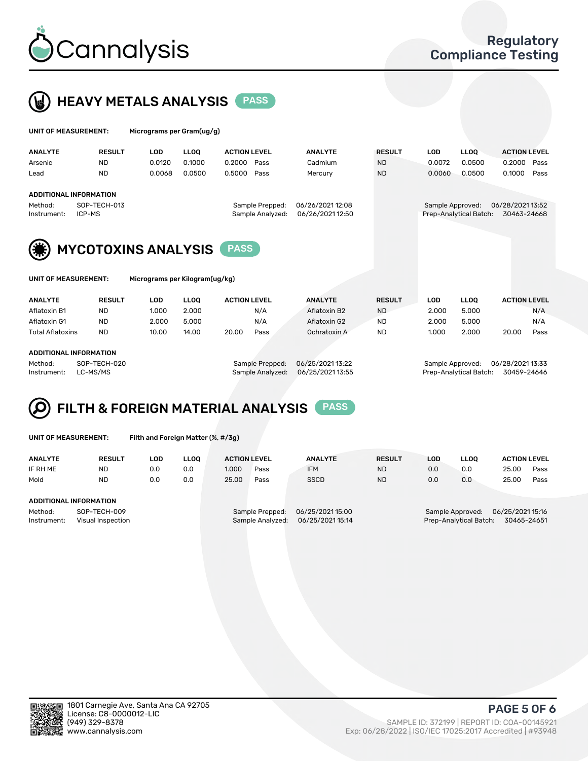# Cannalysis

Regulatory Compliance Testing

## HEAVY METALS ANALYSIS PASS

**UNIT OF MEASUREMENT:** Micrograms per Gram(ug/g)

| ANALYTE | RESULT | LOD | LLOQ | ACTION LEVEL | | ANALYTE | RESULT | LOD | LLOQ | ACTION LEVEL | |
|---|---|---|---|---|---|---|---|---|---|---|---|
| Arsenic | ND | 0.0120 | 0.1000 | 0.2000 | Pass | Cadmium | ND | 0.0072 | 0.0500 | 0.2000 | Pass |
| Lead | ND | 0.0068 | 0.0500 | 0.5000 | Pass | Mercury | ND | 0.0060 | 0.0500 | 0.1000 | Pass |

**ADDITIONAL INFORMATION**

Method: SOP-TECH-013
Instrument: ICP-MS
Sample Prepped: 06/26/2021 12:08
Sample Analyzed: 06/26/2021 12:50
Sample Approved: 06/28/2021 13:52
Prep-Analytical Batch: 30463-24668

## MYCOTOXINS ANALYSIS PASS

**UNIT OF MEASUREMENT:** Micrograms per Kilogram(ug/kg)

| ANALYTE | RESULT | LOD | LLOQ | ACTION LEVEL | | ANALYTE | RESULT | LOD | LLOQ | ACTION LEVEL | |
|---|---|---|---|---|---|---|---|---|---|---|---|
| Aflatoxin B1 | ND | 1.000 | 2.000 | | N/A | Aflatoxin B2 | ND | 2.000 | 5.000 | | N/A |
| Aflatoxin G1 | ND | 2.000 | 5.000 | | N/A | Aflatoxin G2 | ND | 2.000 | 5.000 | | N/A |
| Total Aflatoxins | ND | 10.00 | 14.00 | 20.00 | Pass | Ochratoxin A | ND | 1.000 | 2.000 | 20.00 | Pass |

**ADDITIONAL INFORMATION**

Method: SOP-TECH-020
Instrument: LC-MS/MS
Sample Prepped: 06/25/2021 13:22
Sample Analyzed: 06/25/2021 13:55
Sample Approved: 06/28/2021 13:33
Prep-Analytical Batch: 30459-24646

## FILTH & FOREIGN MATERIAL ANALYSIS PASS

**UNIT OF MEASUREMENT:** Filth and Foreign Matter (%, #/3g)

| ANALYTE | RESULT | LOD | LLOQ | ACTION LEVEL | | ANALYTE | RESULT | LOD | LLOQ | ACTION LEVEL | |
|---|---|---|---|---|---|---|---|---|---|---|---|
| IF RH ME | ND | 0.0 | 0.0 | 1.000 | Pass | IFM | ND | 0.0 | 0.0 | 25.00 | Pass |
| Mold | ND | 0.0 | 0.0 | 25.00 | Pass | SSCD | ND | 0.0 | 0.0 | 25.00 | Pass |

**ADDITIONAL INFORMATION**

Method: SOP-TECH-009
Instrument: Visual Inspection
Sample Prepped: 06/25/2021 15:00
Sample Analyzed: 06/25/2021 15:14
Sample Approved: 06/25/2021 15:16
Prep-Analytical Batch: 30465-24651

1801 Carnegie Ave, Santa Ana CA 92705
License: C8-0000012-LIC
(949) 329-8378
www.cannalysis.com

SAMPLE ID: 372199 | REPORT ID: COA-00145921
Exp: 06/28/2022 | ISO/IEC 17025:2017 Accredited | #93948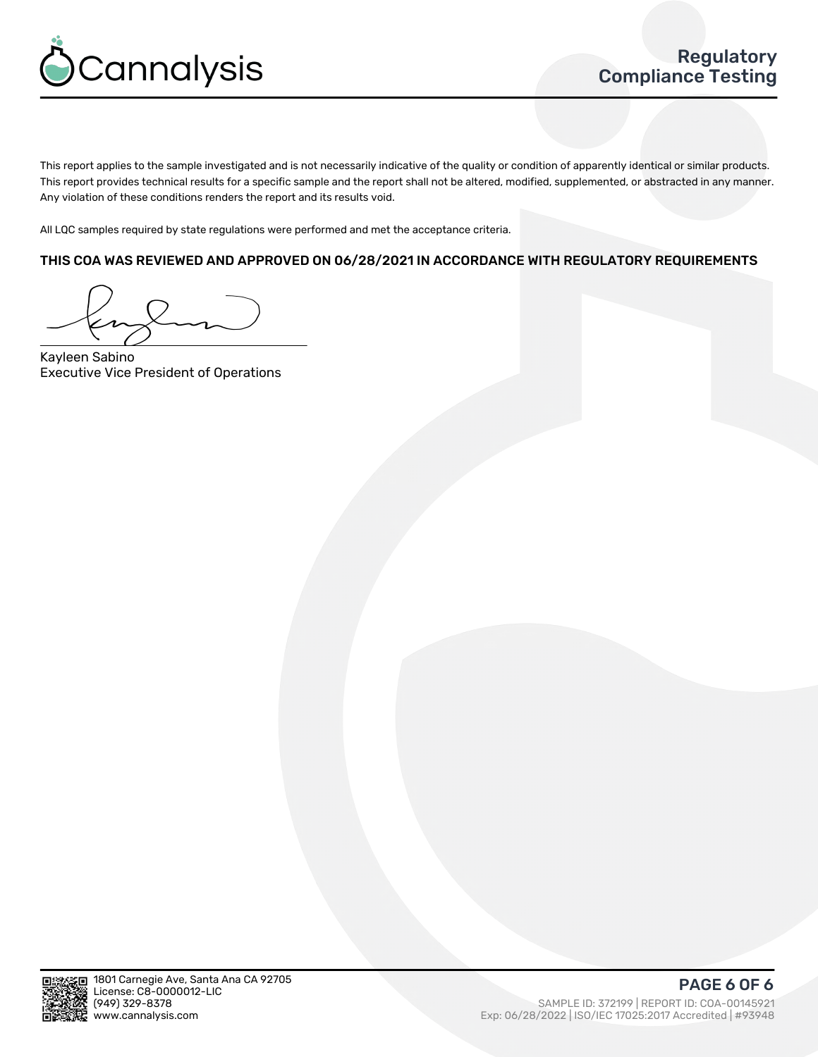This report applies to the sample investigated and is not necessarily indicative of the quality or condition of apparently identical or similar products. This report provides technical results for a specific sample and the report shall not be altered, modified, supplemented, or abstracted in any manner. Any violation of these conditions renders the report and its results void.

All LQC samples required by state regulations were performed and met the acceptance criteria.

**THIS COA WAS REVIEWED AND APPROVED ON 06/28/2021 IN ACCORDANCE WITH REGULATORY REQUIREMENTS**

Kayleen Sabino
Executive Vice President of Operations

1801 Carnegie Ave, Santa Ana CA 92705
License: C8-0000012-LIC
(949) 329-8378
www.cannalysis.com

SAMPLE ID: 372199 | REPORT ID: COA-00145921
Exp: 06/28/2022 | ISO/IEC 17025:2017 Accredited | #93948